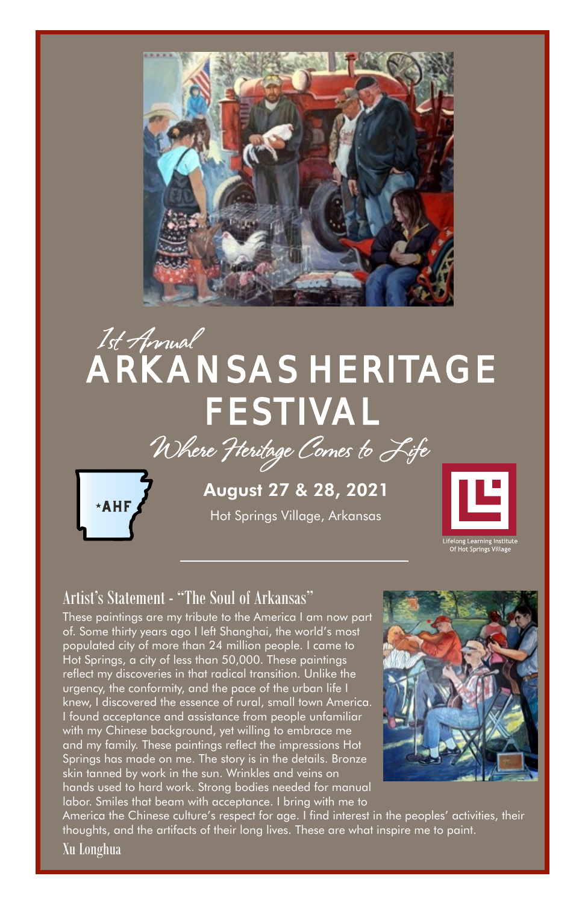*1st Annual*

# ARKANSAS HERITAGE FESTIVAL

*Where Heritage Comes to Life*

AHF

**August 27 & 28, 2021**

Hot Springs Village, Arkansas

Lifelong Learning Institute Of Hot Springs Village

## Artist's Statement - "The Soul of Arkansas"

These paintings are my tribute to the America I am now part of. Some thirty years ago I left Shanghai, the world's most populated city of more than 24 million people. I came to Hot Springs, a city of less than 50,000. These paintings reflect my discoveries in that radical transition. Unlike the urgency, the conformity, and the pace of the urban life I knew, I discovered the essence of rural, small town America. I found acceptance and assistance from people unfamiliar with my Chinese background, yet willing to embrace me and my family. These paintings reflect the impressions Hot Springs has made on me. The story is in the details. Bronze skin tanned by work in the sun. Wrinkles and veins on hands used to hard work. Strong bodies needed for manual labor. Smiles that beam with acceptance. I bring with me to America the Chinese culture's respect for age. I find interest in the peoples' activities, their thoughts, and the artifacts of their long lives. These are what inspire me to paint.

Xu Longhua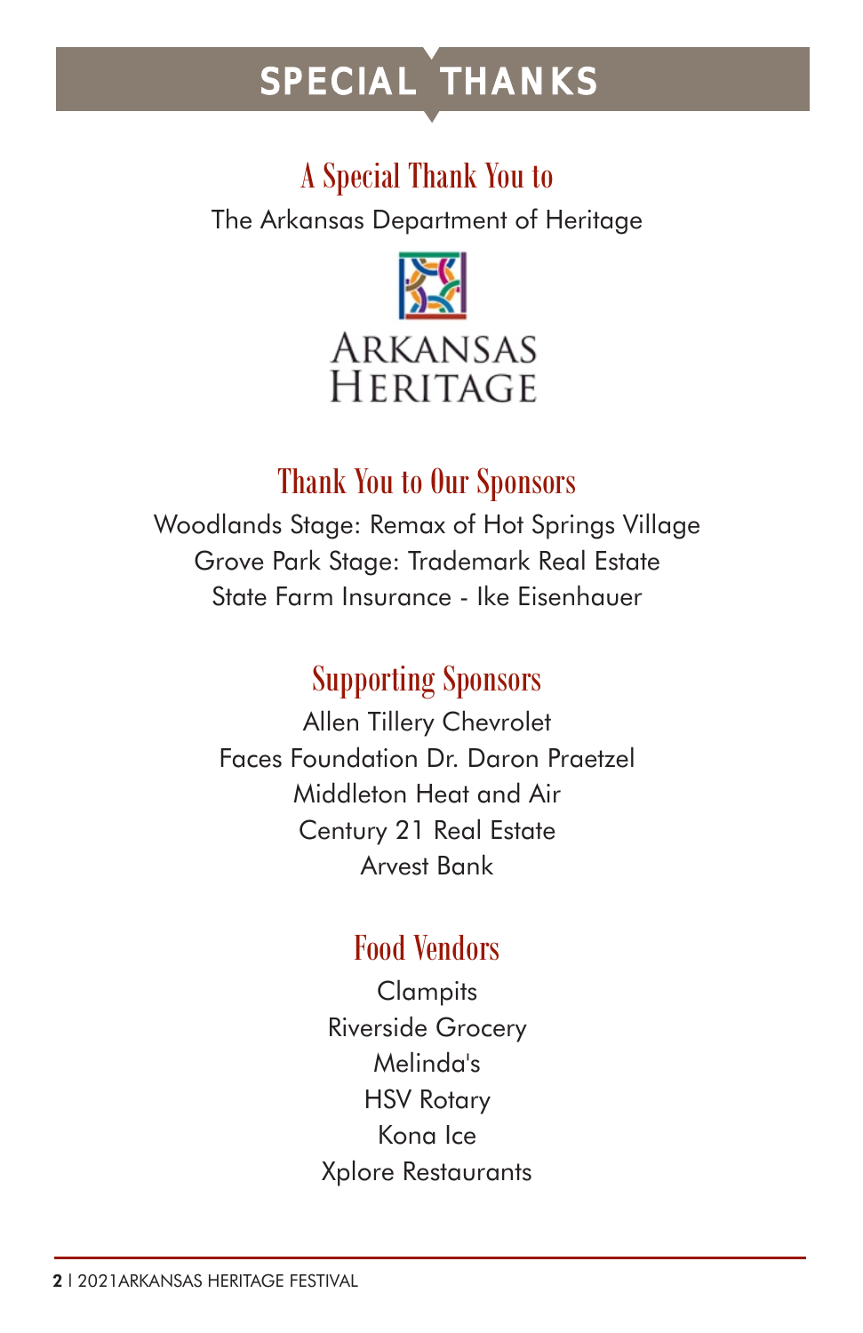# SPECIAL THANKS

## A Special Thank You to

The Arkansas Department of Heritage

ARKANSAS HERITAGE

## Thank You to Our Sponsors

Woodlands Stage: Remax of Hot Springs Village
Grove Park Stage: Trademark Real Estate
State Farm Insurance - Ike Eisenhauer

## Supporting Sponsors

Allen Tillery Chevrolet
Faces Foundation Dr. Daron Praetzel
Middleton Heat and Air
Century 21 Real Estate
Arvest Bank

## Food Vendors

Clampits
Riverside Grocery
Melinda's
HSV Rotary
Kona Ice
Xplore Restaurants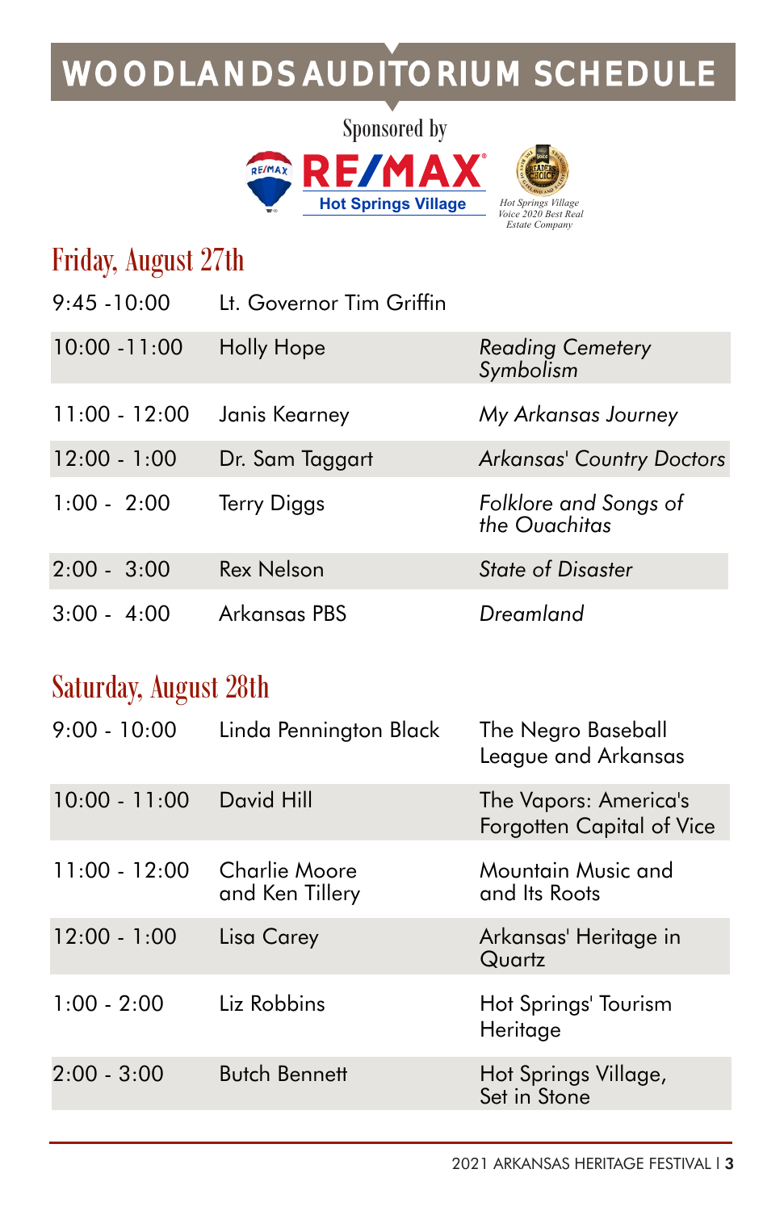# WOODLANDS AUDITORIUM SCHEDULE

Sponsored by

RE/MAX Hot Springs Village

Hot Springs Village Voice 2020 Best Real Estate Company

## Friday, August 27th

| Time | Speaker | Topic |
|---|---|---|
| 9:45 -10:00 | Lt. Governor Tim Griffin | |
| 10:00 -11:00 | Holly Hope | *Reading Cemetery Symbolism* |
| 11:00 - 12:00 | Janis Kearney | *My Arkansas Journey* |
| 12:00 - 1:00 | Dr. Sam Taggart | *Arkansas' Country Doctors* |
| 1:00 - 2:00 | Terry Diggs | *Folklore and Songs of the Ouachitas* |
| 2:00 - 3:00 | Rex Nelson | *State of Disaster* |
| 3:00 - 4:00 | Arkansas PBS | *Dreamland* |

## Saturday, August 28th

| Time | Speaker | Topic |
|---|---|---|
| 9:00 - 10:00 | Linda Pennington Black | The Negro Baseball League and Arkansas |
| 10:00 - 11:00 | David Hill | The Vapors: America's Forgotten Capital of Vice |
| 11:00 - 12:00 | Charlie Moore and Ken Tillery | Mountain Music and and Its Roots |
| 12:00 - 1:00 | Lisa Carey | Arkansas' Heritage in Quartz |
| 1:00 - 2:00 | Liz Robbins | Hot Springs' Tourism Heritage |
| 2:00 - 3:00 | Butch Bennett | Hot Springs Village, Set in Stone |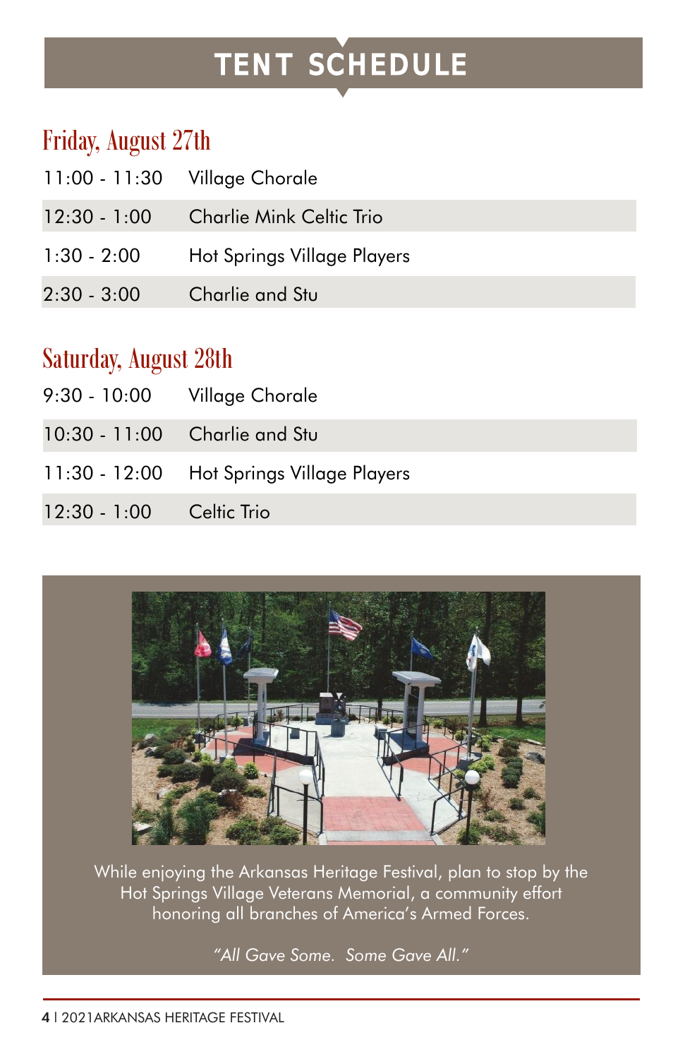# TENT SCHEDULE

## Friday, August 27th

| | |
|---|---|
| 11:00 - 11:30 | Village Chorale |
| 12:30 - 1:00 | Charlie Mink Celtic Trio |
| 1:30 - 2:00 | Hot Springs Village Players |
| 2:30 - 3:00 | Charlie and Stu |

## Saturday, August 28th

| | |
|---|---|
| 9:30 - 10:00 | Village Chorale |
| 10:30 - 11:00 | Charlie and Stu |
| 11:30 - 12:00 | Hot Springs Village Players |
| 12:30 - 1:00 | Celtic Trio |

While enjoying the Arkansas Heritage Festival, plan to stop by the Hot Springs Village Veterans Memorial, a community effort honoring all branches of America's Armed Forces.

*"All Gave Some. Some Gave All."*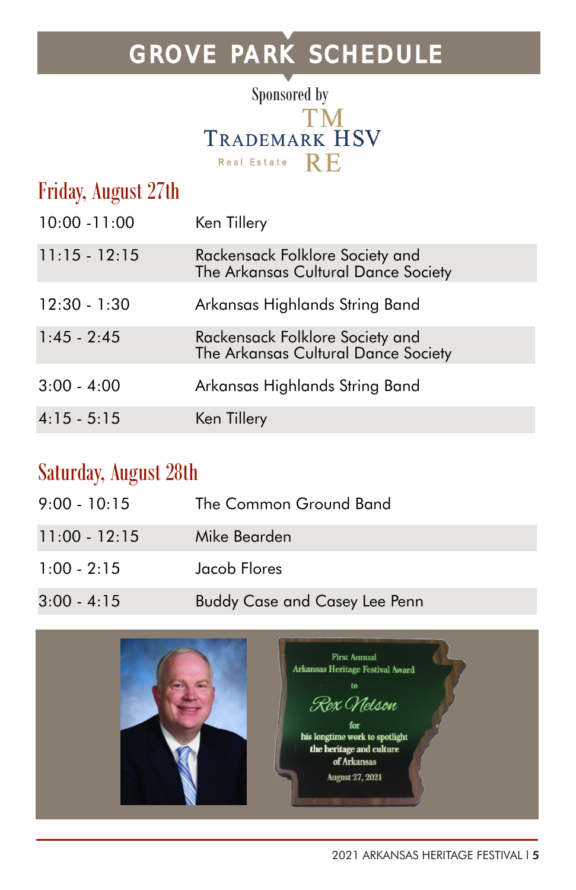# GROVE PARK SCHEDULE

Sponsored by

TRADEMARK HSV Real Estate TM RE

## Friday, August 27th

| | |
|---|---|
| 10:00 -11:00 | Ken Tillery |
| 11:15 - 12:15 | Rackensack Folklore Society and The Arkansas Cultural Dance Society |
| 12:30 - 1:30 | Arkansas Highlands String Band |
| 1:45 - 2:45 | Rackensack Folklore Society and The Arkansas Cultural Dance Society |
| 3:00 - 4:00 | Arkansas Highlands String Band |
| 4:15 - 5:15 | Ken Tillery |

## Saturday, August 28th

| | |
|---|---|
| 9:00 - 10:15 | The Common Ground Band |
| 11:00 - 12:15 | Mike Bearden |
| 1:00 - 2:15 | Jacob Flores |
| 3:00 - 4:15 | Buddy Case and Casey Lee Penn |

First Annual
Arkansas Heritage Festival Award
to
*Rex Nelson*
for
his longtime work to spotlight
the heritage and culture
of Arkansas
August 27, 2021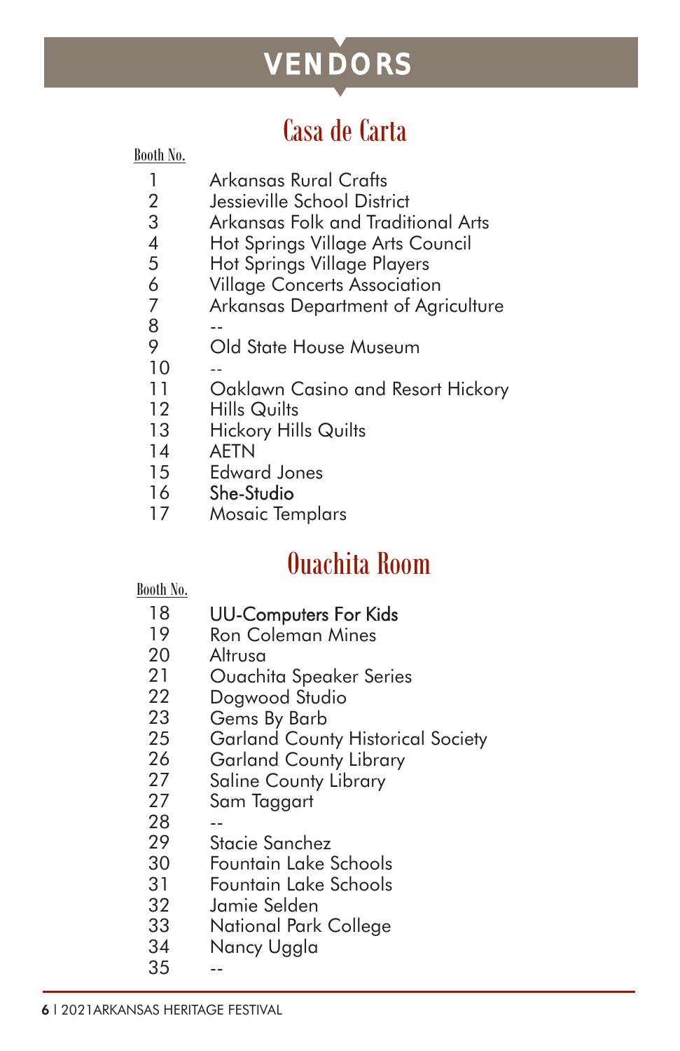# VENDORS

## Casa de Carta

| Booth No. | |
|---|---|
| 1 | Arkansas Rural Crafts |
| 2 | Jessieville School District |
| 3 | Arkansas Folk and Traditional Arts |
| 4 | Hot Springs Village Arts Council |
| 5 | Hot Springs Village Players |
| 6 | Village Concerts Association |
| 7 | Arkansas Department of Agriculture |
| 8 | -- |
| 9 | Old State House Museum |
| 10 | -- |
| 11 | Oaklawn Casino and Resort Hickory |
| 12 | Hills Quilts |
| 13 | Hickory Hills Quilts |
| 14 | AETN |
| 15 | Edward Jones |
| 16 | She-Studio |
| 17 | Mosaic Templars |

## Ouachita Room

| Booth No. | |
|---|---|
| 18 | UU-Computers For Kids |
| 19 | Ron Coleman Mines |
| 20 | Altrusa |
| 21 | Ouachita Speaker Series |
| 22 | Dogwood Studio |
| 23 | Gems By Barb |
| 25 | Garland County Historical Society |
| 26 | Garland County Library |
| 27 | Saline County Library |
| 27 | Sam Taggart |
| 28 | -- |
| 29 | Stacie Sanchez |
| 30 | Fountain Lake Schools |
| 31 | Fountain Lake Schools |
| 32 | Jamie Selden |
| 33 | National Park College |
| 34 | Nancy Uggla |
| 35 | -- |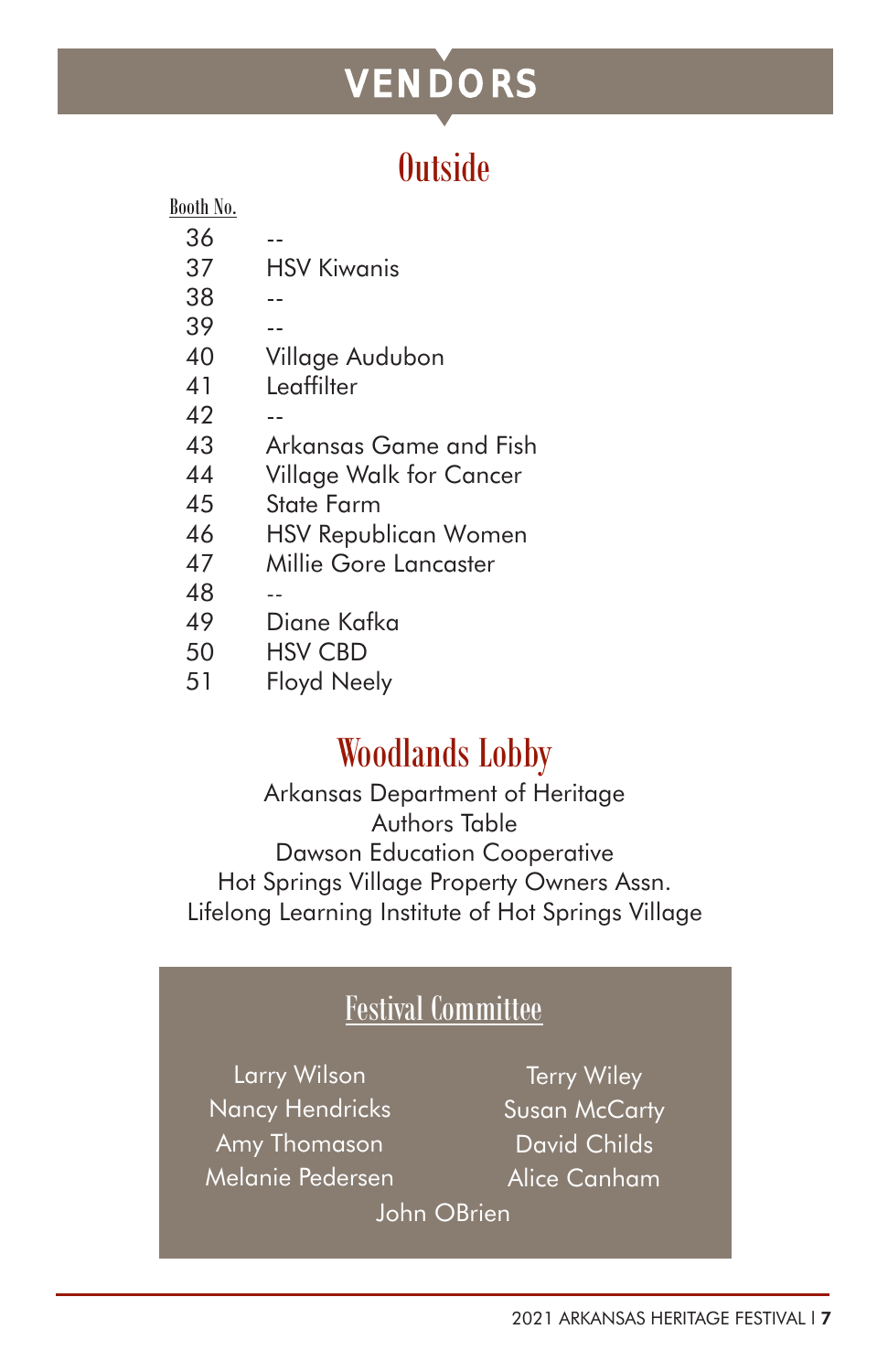# VENDORS

## Outside

| Booth No. | |
|---|---|
| 36 | -- |
| 37 | HSV Kiwanis |
| 38 | -- |
| 39 | -- |
| 40 | Village Audubon |
| 41 | Leaffilter |
| 42 | -- |
| 43 | Arkansas Game and Fish |
| 44 | Village Walk for Cancer |
| 45 | State Farm |
| 46 | HSV Republican Women |
| 47 | Millie Gore Lancaster |
| 48 | -- |
| 49 | Diane Kafka |
| 50 | HSV CBD |
| 51 | Floyd Neely |

## Woodlands Lobby

Arkansas Department of Heritage
Authors Table
Dawson Education Cooperative
Hot Springs Village Property Owners Assn.
Lifelong Learning Institute of Hot Springs Village

### Festival Committee

Larry Wilson
Nancy Hendricks
Amy Thomason
Melanie Pedersen
Terry Wiley
Susan McCarty
David Childs
Alice Canham
John OBrien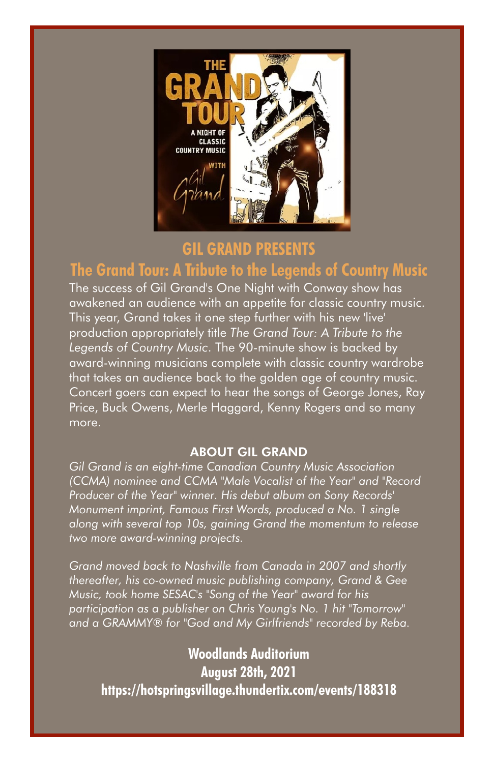## GIL GRAND PRESENTS

## The Grand Tour: A Tribute to the Legends of Country Music

The success of Gil Grand's One Night with Conway show has awakened an audience with an appetite for classic country music. This year, Grand takes it one step further with his new 'live' production appropriately title *The Grand Tour: A Tribute to the Legends of Country Music*. The 90-minute show is backed by award-winning musicians complete with classic country wardrobe that takes an audience back to the golden age of country music. Concert goers can expect to hear the songs of George Jones, Ray Price, Buck Owens, Merle Haggard, Kenny Rogers and so many more.

### ABOUT GIL GRAND

*Gil Grand is an eight-time Canadian Country Music Association (CCMA) nominee and CCMA "Male Vocalist of the Year" and "Record Producer of the Year" winner. His debut album on Sony Records' Monument imprint, Famous First Words, produced a No. 1 single along with several top 10s, gaining Grand the momentum to release two more award-winning projects.*

*Grand moved back to Nashville from Canada in 2007 and shortly thereafter, his co-owned music publishing company, Grand & Gee Music, took home SESAC's "Song of the Year" award for his participation as a publisher on Chris Young's No. 1 hit "Tomorrow" and a GRAMMY® for "God and My Girlfriends" recorded by Reba.*

**Woodlands Auditorium**
**August 28th, 2021**
**https://hotspringsvillage.thundertix.com/events/188318**